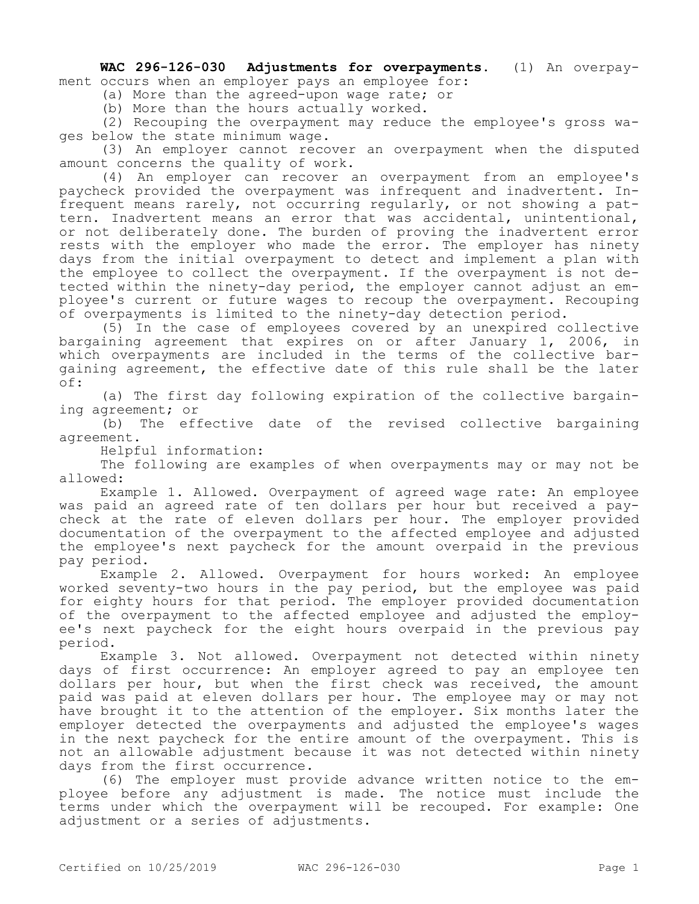**WAC 296-126-030 Adjustments for overpayments.** (1) An overpayment occurs when an employer pays an employee for:

(a) More than the agreed-upon wage rate; or

(b) More than the hours actually worked.

(2) Recouping the overpayment may reduce the employee's gross wages below the state minimum wage.

(3) An employer cannot recover an overpayment when the disputed amount concerns the quality of work.

(4) An employer can recover an overpayment from an employee's paycheck provided the overpayment was infrequent and inadvertent. Infrequent means rarely, not occurring regularly, or not showing a pattern. Inadvertent means an error that was accidental, unintentional, or not deliberately done. The burden of proving the inadvertent error rests with the employer who made the error. The employer has ninety days from the initial overpayment to detect and implement a plan with the employee to collect the overpayment. If the overpayment is not detected within the ninety-day period, the employer cannot adjust an employee's current or future wages to recoup the overpayment. Recouping of overpayments is limited to the ninety-day detection period.

(5) In the case of employees covered by an unexpired collective bargaining agreement that expires on or after January 1, 2006, in which overpayments are included in the terms of the collective bargaining agreement, the effective date of this rule shall be the later of:

(a) The first day following expiration of the collective bargaining agreement; or

(b) The effective date of the revised collective bargaining agreement.

Helpful information:

The following are examples of when overpayments may or may not be allowed:

Example 1. Allowed. Overpayment of agreed wage rate: An employee was paid an agreed rate of ten dollars per hour but received a paycheck at the rate of eleven dollars per hour. The employer provided documentation of the overpayment to the affected employee and adjusted the employee's next paycheck for the amount overpaid in the previous pay period.

Example 2. Allowed. Overpayment for hours worked: An employee worked seventy-two hours in the pay period, but the employee was paid for eighty hours for that period. The employer provided documentation of the overpayment to the affected employee and adjusted the employee's next paycheck for the eight hours overpaid in the previous pay period.

Example 3. Not allowed. Overpayment not detected within ninety days of first occurrence: An employer agreed to pay an employee ten dollars per hour, but when the first check was received, the amount paid was paid at eleven dollars per hour. The employee may or may not have brought it to the attention of the employer. Six months later the employer detected the overpayments and adjusted the employee's wages in the next paycheck for the entire amount of the overpayment. This is not an allowable adjustment because it was not detected within ninety days from the first occurrence.

(6) The employer must provide advance written notice to the employee before any adjustment is made. The notice must include the terms under which the overpayment will be recouped. For example: One adjustment or a series of adjustments.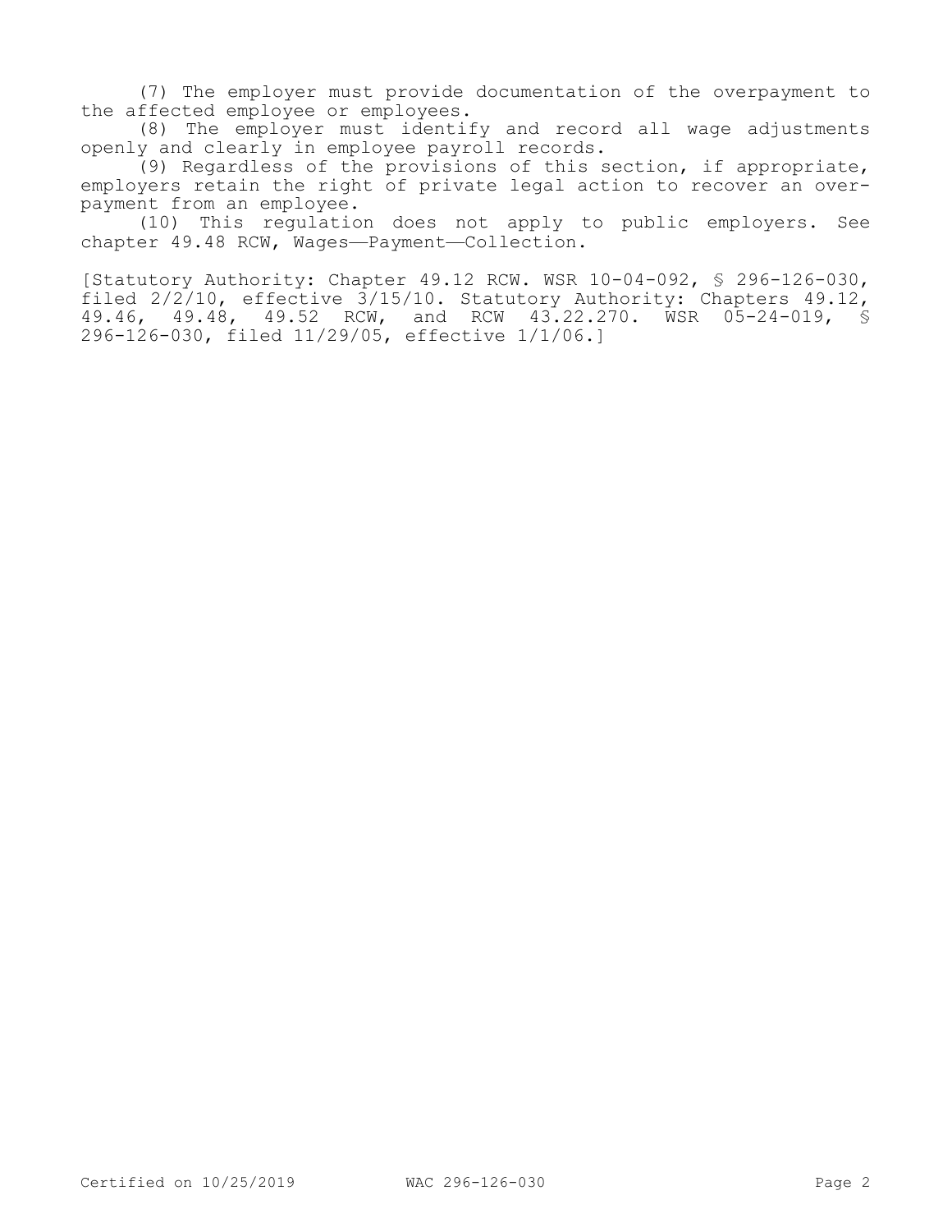(7) The employer must provide documentation of the overpayment to the affected employee or employees.

(8) The employer must identify and record all wage adjustments openly and clearly in employee payroll records.

(9) Regardless of the provisions of this section, if appropriate, employers retain the right of private legal action to recover an overpayment from an employee.

(10) This regulation does not apply to public employers. See chapter 49.48 RCW, Wages—Payment—Collection.

[Statutory Authority: Chapter 49.12 RCW. WSR 10-04-092, § 296-126-030, filed 2/2/10, effective 3/15/10. Statutory Authority: Chapters 49.12, 49.46, 49.48, 49.52 RCW, and RCW 43.22.270. WSR 05-24-019, § 296-126-030, filed 11/29/05, effective 1/1/06.]